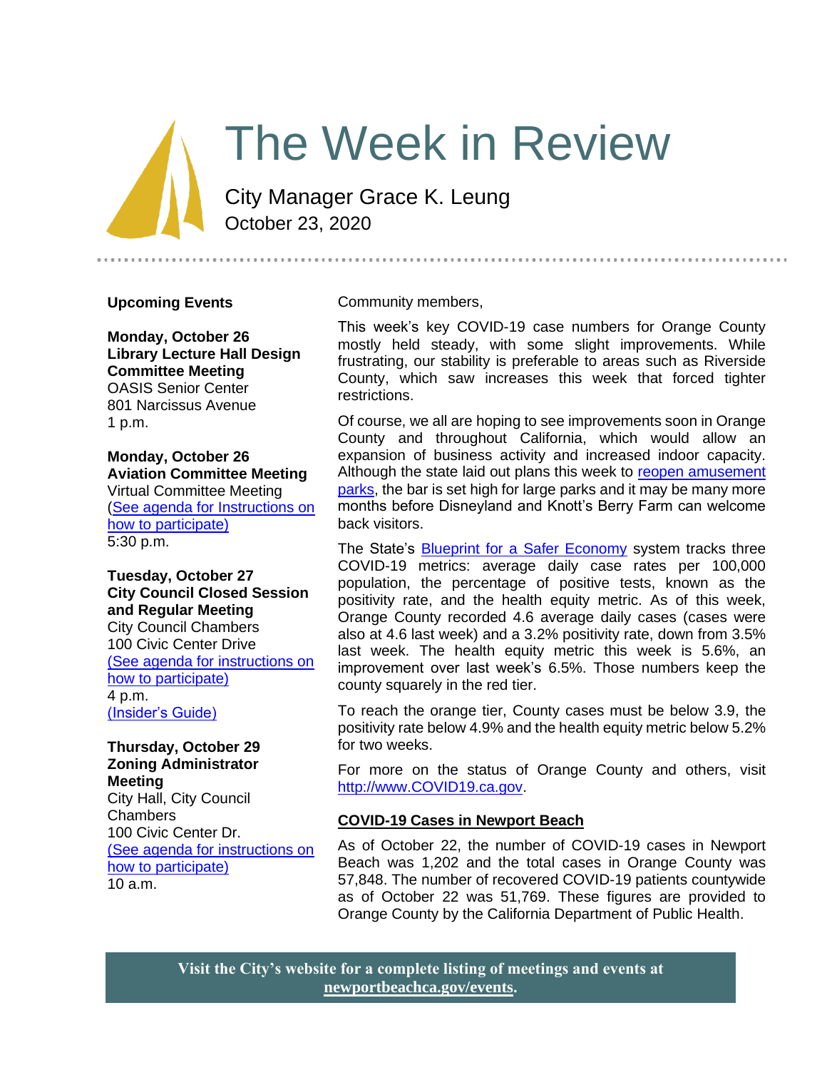# The Week in Review

City Manager Grace K. Leung
October 23, 2020

---

**Upcoming Events**

**Monday, October 26**
**Library Lecture Hall Design Committee Meeting**
OASIS Senior Center
801 Narcissus Avenue
1 p.m.

**Monday, October 26**
**Aviation Committee Meeting**
Virtual Committee Meeting
(See agenda for Instructions on how to participate)
5:30 p.m.

**Tuesday, October 27**
**City Council Closed Session and Regular Meeting**
City Council Chambers
100 Civic Center Drive
(See agenda for instructions on how to participate)
4 p.m.
(Insider's Guide)

**Thursday, October 29**
**Zoning Administrator Meeting**
City Hall, City Council Chambers
100 Civic Center Dr.
(See agenda for instructions on how to participate)
10 a.m.

Community members,

This week's key COVID-19 case numbers for Orange County mostly held steady, with some slight improvements. While frustrating, our stability is preferable to areas such as Riverside County, which saw increases this week that forced tighter restrictions.

Of course, we all are hoping to see improvements soon in Orange County and throughout California, which would allow an expansion of business activity and increased indoor capacity. Although the state laid out plans this week to reopen amusement parks, the bar is set high for large parks and it may be many more months before Disneyland and Knott's Berry Farm can welcome back visitors.

The State's Blueprint for a Safer Economy system tracks three COVID-19 metrics: average daily case rates per 100,000 population, the percentage of positive tests, known as the positivity rate, and the health equity metric. As of this week, Orange County recorded 4.6 average daily cases (cases were also at 4.6 last week) and a 3.2% positivity rate, down from 3.5% last week. The health equity metric this week is 5.6%, an improvement over last week's 6.5%. Those numbers keep the county squarely in the red tier.

To reach the orange tier, County cases must be below 3.9, the positivity rate below 4.9% and the health equity metric below 5.2% for two weeks.

For more on the status of Orange County and others, visit http://www.COVID19.ca.gov.

## COVID-19 Cases in Newport Beach

As of October 22, the number of COVID-19 cases in Newport Beach was 1,202 and the total cases in Orange County was 57,848. The number of recovered COVID-19 patients countywide as of October 22 was 51,769. These figures are provided to Orange County by the California Department of Public Health.

**Visit the City's website for a complete listing of meetings and events at newportbeachca.gov/events.**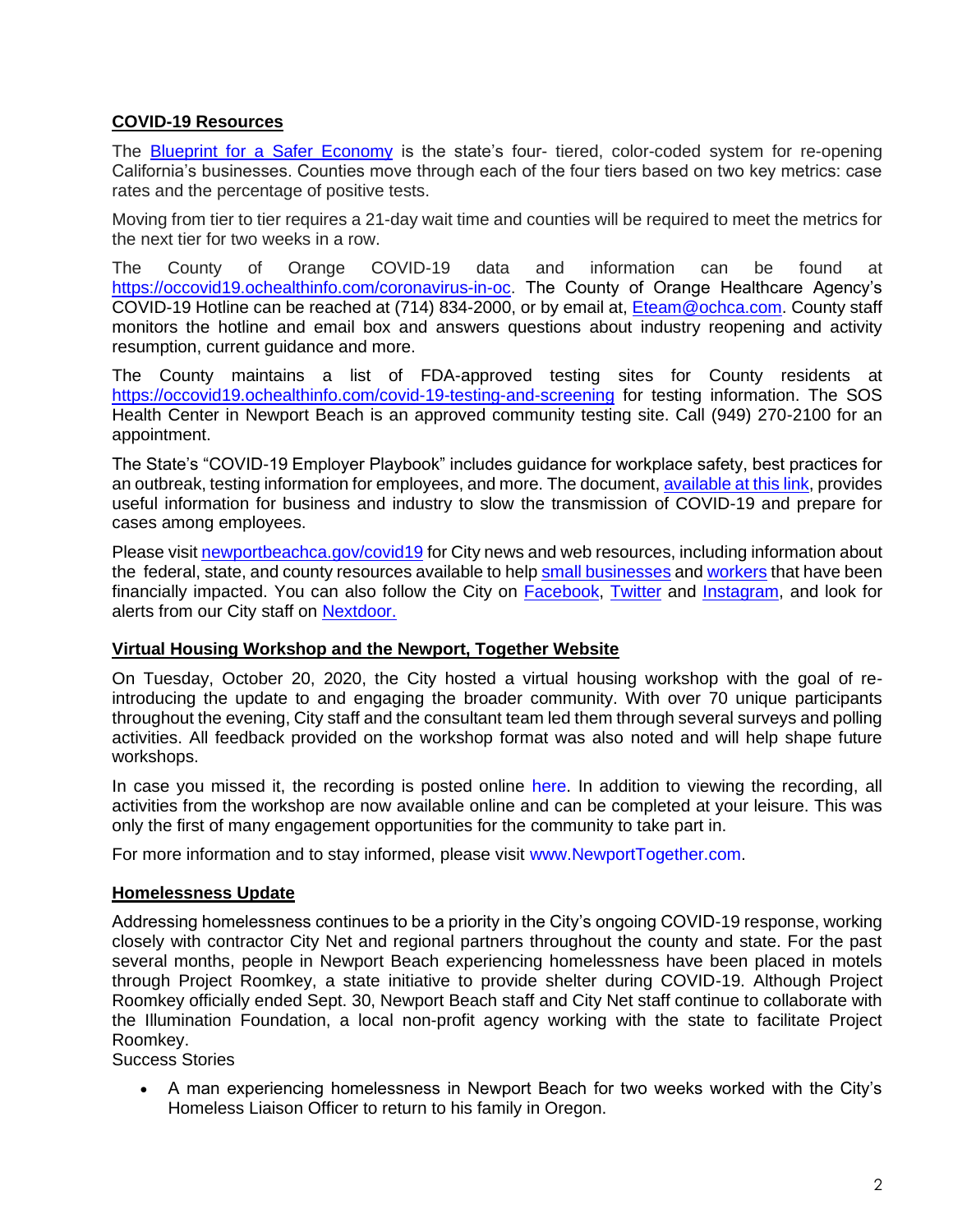## **COVID-19 Resources**

The Blueprint for a Safer Economy is the state's four- tiered, color-coded system for re-opening California's businesses. Counties move through each of the four tiers based on two key metrics: case rates and the percentage of positive tests.

Moving from tier to tier requires a 21-day wait time and counties will be required to meet the metrics for the next tier for two weeks in a row.

The County of Orange COVID-19 data and information can be found at https://occovid19.ochealthinfo.com/coronavirus-in-oc. The County of Orange Healthcare Agency's COVID-19 Hotline can be reached at (714) 834-2000, or by email at, Eteam@ochca.com. County staff monitors the hotline and email box and answers questions about industry reopening and activity resumption, current guidance and more.

The County maintains a list of FDA-approved testing sites for County residents at https://occovid19.ochealthinfo.com/covid-19-testing-and-screening for testing information. The SOS Health Center in Newport Beach is an approved community testing site. Call (949) 270-2100 for an appointment.

The State's "COVID-19 Employer Playbook" includes guidance for workplace safety, best practices for an outbreak, testing information for employees, and more. The document, available at this link, provides useful information for business and industry to slow the transmission of COVID-19 and prepare for cases among employees.

Please visit newportbeachca.gov/covid19 for City news and web resources, including information about the federal, state, and county resources available to help small businesses and workers that have been financially impacted. You can also follow the City on Facebook, Twitter and Instagram, and look for alerts from our City staff on Nextdoor.

## **Virtual Housing Workshop and the Newport, Together Website**

On Tuesday, October 20, 2020, the City hosted a virtual housing workshop with the goal of re-introducing the update to and engaging the broader community. With over 70 unique participants throughout the evening, City staff and the consultant team led them through several surveys and polling activities. All feedback provided on the workshop format was also noted and will help shape future workshops.

In case you missed it, the recording is posted online here. In addition to viewing the recording, all activities from the workshop are now available online and can be completed at your leisure. This was only the first of many engagement opportunities for the community to take part in.

For more information and to stay informed, please visit www.NewportTogether.com.

## **Homelessness Update**

Addressing homelessness continues to be a priority in the City's ongoing COVID-19 response, working closely with contractor City Net and regional partners throughout the county and state. For the past several months, people in Newport Beach experiencing homelessness have been placed in motels through Project Roomkey, a state initiative to provide shelter during COVID-19. Although Project Roomkey officially ended Sept. 30, Newport Beach staff and City Net staff continue to collaborate with the Illumination Foundation, a local non-profit agency working with the state to facilitate Project Roomkey.

Success Stories

- A man experiencing homelessness in Newport Beach for two weeks worked with the City's Homeless Liaison Officer to return to his family in Oregon.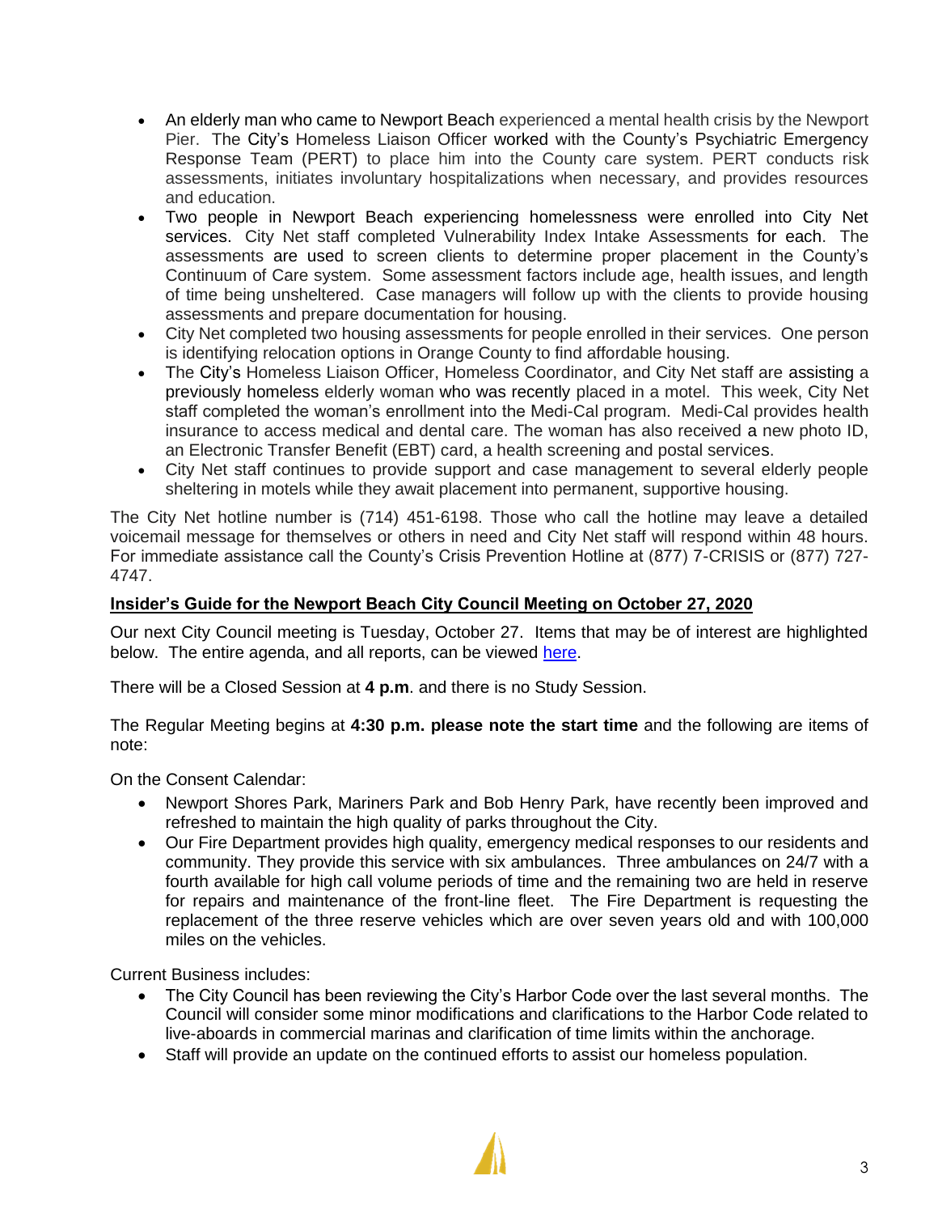- An elderly man who came to Newport Beach experienced a mental health crisis by the Newport Pier. The City's Homeless Liaison Officer worked with the County's Psychiatric Emergency Response Team (PERT) to place him into the County care system. PERT conducts risk assessments, initiates involuntary hospitalizations when necessary, and provides resources and education.
- Two people in Newport Beach experiencing homelessness were enrolled into City Net services. City Net staff completed Vulnerability Index Intake Assessments for each. The assessments are used to screen clients to determine proper placement in the County's Continuum of Care system. Some assessment factors include age, health issues, and length of time being unsheltered. Case managers will follow up with the clients to provide housing assessments and prepare documentation for housing.
- City Net completed two housing assessments for people enrolled in their services. One person is identifying relocation options in Orange County to find affordable housing.
- The City's Homeless Liaison Officer, Homeless Coordinator, and City Net staff are assisting a previously homeless elderly woman who was recently placed in a motel. This week, City Net staff completed the woman's enrollment into the Medi-Cal program. Medi-Cal provides health insurance to access medical and dental care. The woman has also received a new photo ID, an Electronic Transfer Benefit (EBT) card, a health screening and postal services.
- City Net staff continues to provide support and case management to several elderly people sheltering in motels while they await placement into permanent, supportive housing.

The City Net hotline number is (714) 451-6198. Those who call the hotline may leave a detailed voicemail message for themselves or others in need and City Net staff will respond within 48 hours. For immediate assistance call the County's Crisis Prevention Hotline at (877) 7-CRISIS or (877) 727-4747.

## Insider's Guide for the Newport Beach City Council Meeting on October 27, 2020

Our next City Council meeting is Tuesday, October 27. Items that may be of interest are highlighted below. The entire agenda, and all reports, can be viewed here.

There will be a Closed Session at **4 p.m**. and there is no Study Session.

The Regular Meeting begins at **4:30 p.m. please note the start time** and the following are items of note:

On the Consent Calendar:

- Newport Shores Park, Mariners Park and Bob Henry Park, have recently been improved and refreshed to maintain the high quality of parks throughout the City.
- Our Fire Department provides high quality, emergency medical responses to our residents and community. They provide this service with six ambulances. Three ambulances on 24/7 with a fourth available for high call volume periods of time and the remaining two are held in reserve for repairs and maintenance of the front-line fleet. The Fire Department is requesting the replacement of the three reserve vehicles which are over seven years old and with 100,000 miles on the vehicles.

Current Business includes:

- The City Council has been reviewing the City's Harbor Code over the last several months. The Council will consider some minor modifications and clarifications to the Harbor Code related to live-aboards in commercial marinas and clarification of time limits within the anchorage.
- Staff will provide an update on the continued efforts to assist our homeless population.